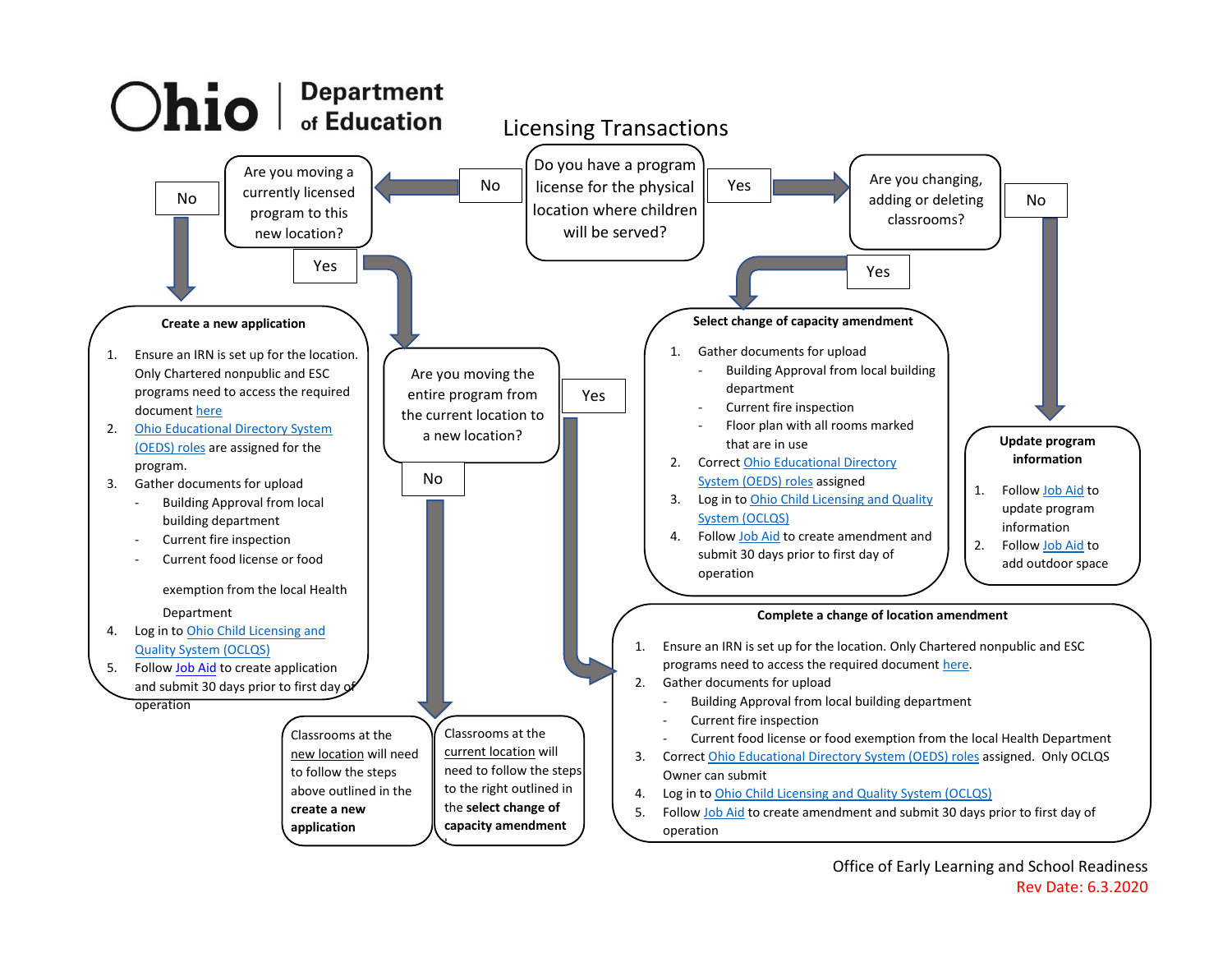# Ohio Department of Education

## Licensing Transactions

**Do you have a program license for the physical location where children will be served?**

- **Yes** → **Are you changing, adding or deleting classrooms?**
  - **Yes** → Select change of capacity amendment
  - **No** → Update program information
- **No** → **Are you moving a currently licensed program to this new location?**
  - **No** → Create a new application
  - **Yes** → **Are you moving the entire program from the current location to a new location?**
    - **Yes** → Complete a change of location amendment
    - **No** → Classrooms at the new location will need to follow the steps above outlined in the **create a new application**; classrooms at the current location will need to follow the steps to the right outlined in the **select change of capacity amendment**

### Create a new application

1. Ensure an IRN is set up for the location. Only Chartered nonpublic and ESC programs need to access the required document here
2. Ohio Educational Directory System (OEDS) roles are assigned for the program.
3. Gather documents for upload
   - Building Approval from local building department
   - Current fire inspection
   - Current food license or food exemption from the local Health Department
4. Log in to Ohio Child Licensing and Quality System (OCLQS)
5. Follow Job Aid to create application and submit 30 days prior to first day of operation

### Select change of capacity amendment

1. Gather documents for upload
   - Building Approval from local building department
   - Current fire inspection
   - Floor plan with all rooms marked that are in use
2. Correct Ohio Educational Directory System (OEDS) roles assigned
3. Log in to Ohio Child Licensing and Quality System (OCLQS)
4. Follow Job Aid to create amendment and submit 30 days prior to first day of operation

### Update program information

1. Follow Job Aid to update program information
2. Follow Job Aid to add outdoor space

Classrooms at the new location will need to follow the steps above outlined in the **create a new application**

Classrooms at the current location will need to follow the steps to the right outlined in the **select change of capacity amendment**

### Complete a change of location amendment

1. Ensure an IRN is set up for the location. Only Chartered nonpublic and ESC programs need to access the required document here.
2. Gather documents for upload
   - Building Approval from local building department
   - Current fire inspection
   - Current food license or food exemption from the local Health Department
3. Correct Ohio Educational Directory System (OEDS) roles assigned. Only OCLQS Owner can submit
4. Log in to Ohio Child Licensing and Quality System (OCLQS)
5. Follow Job Aid to create amendment and submit 30 days prior to first day of operation

Office of Early Learning and School Readiness

Rev Date: 6.3.2020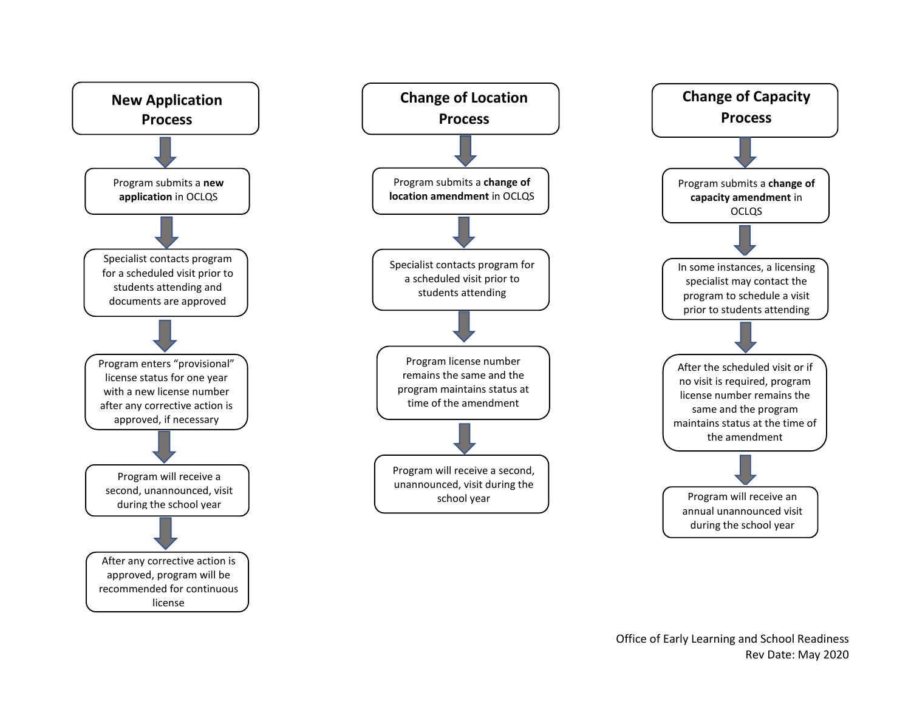## New Application Process

Program submits a **new application** in OCLQS

Specialist contacts program for a scheduled visit prior to students attending and documents are approved

Program enters "provisional" license status for one year with a new license number after any corrective action is approved, if necessary

Program will receive a second, unannounced, visit during the school year

After any corrective action is approved, program will be recommended for continuous license

## Change of Location Process

Program submits a **change of location amendment** in OCLQS

Specialist contacts program for a scheduled visit prior to students attending

Program license number remains the same and the program maintains status at time of the amendment

Program will receive a second, unannounced, visit during the school year

## Change of Capacity Process

Program submits a **change of capacity amendment** in OCLQS

In some instances, a licensing specialist may contact the program to schedule a visit prior to students attending

After the scheduled visit or if no visit is required, program license number remains the same and the program maintains status at the time of the amendment

Program will receive an annual unannounced visit during the school year

Office of Early Learning and School Readiness
Rev Date: May 2020